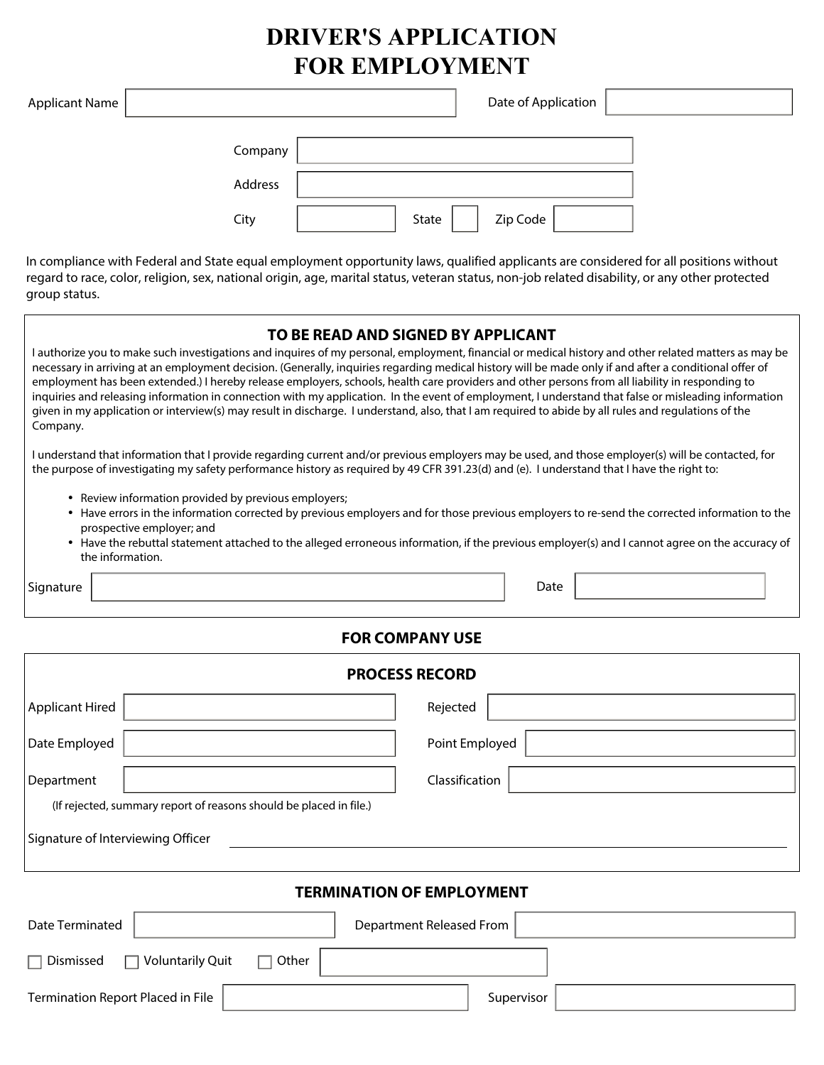# DRIVER'S APPLICATION FOR EMPLOYMENT

Applicant Name ______________________ Date of Application ______________

Company ______________________

Address ______________________

City ______________ State ____ Zip Code ____________

In compliance with Federal and State equal employment opportunity laws, qualified applicants are considered for all positions without regard to race, color, religion, sex, national origin, age, marital status, veteran status, non-job related disability, or any other protected group status.

## TO BE READ AND SIGNED BY APPLICANT

I authorize you to make such investigations and inquires of my personal, employment, financial or medical history and other related matters as may be necessary in arriving at an employment decision. (Generally, inquiries regarding medical history will be made only if and after a conditional offer of employment has been extended.) I hereby release employers, schools, health care providers and other persons from all liability in responding to inquiries and releasing information in connection with my application. In the event of employment, I understand that false or misleading information given in my application or interview(s) may result in discharge. I understand, also, that I am required to abide by all rules and regulations of the Company.

I understand that information that I provide regarding current and/or previous employers may be used, and those employer(s) will be contacted, for the purpose of investigating my safety performance history as required by 49 CFR 391.23(d) and (e). I understand that I have the right to:

- Review information provided by previous employers;
- Have errors in the information corrected by previous employers and for those previous employers to re-send the corrected information to the prospective employer; and
- Have the rebuttal statement attached to the alleged erroneous information, if the previous employer(s) and I cannot agree on the accuracy of the information.

Signature ______________________ Date ______________

## FOR COMPANY USE

### PROCESS RECORD

Applicant Hired ______________ Rejected ______________

Date Employed ______________ Point Employed ______________

Department ______________ Classification ______________

(If rejected, summary report of reasons should be placed in file.)

Signature of Interviewing Officer ______________________

## TERMINATION OF EMPLOYMENT

Date Terminated ______________ Department Released From ______________

☐ Dismissed ☐ Voluntarily Quit ☐ Other ______________

Termination Report Placed in File ______________ Supervisor ______________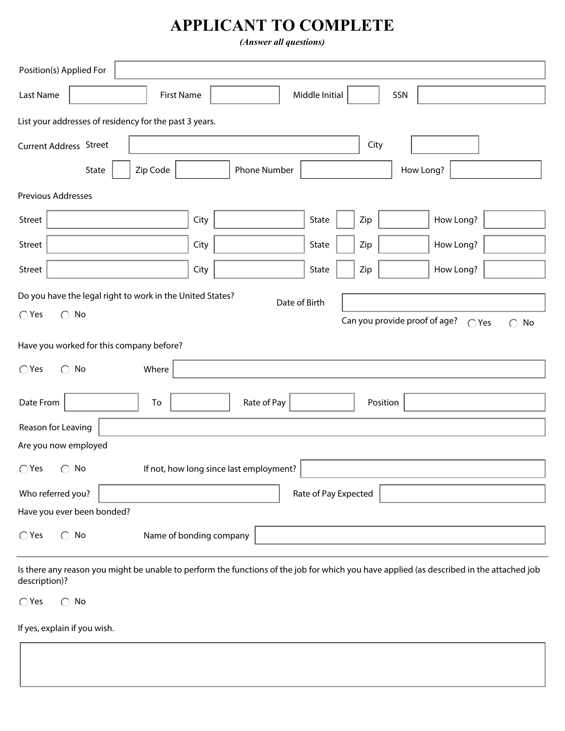# APPLICANT TO COMPLETE

*(Answer all questions)*

Position(s) Applied For

Last Name | First Name | Middle Initial | SSN

List your addresses of residency for the past 3 years.

Current Address Street | City

State | Zip Code | Phone Number | How Long?

Previous Addresses

| Street | City | State | Zip | How Long? |
|---|---|---|---|---|
| | | | | |
| | | | | |
| | | | | |

Do you have the legal right to work in the United States?

○ Yes ○ No

Date of Birth

Can you provide proof of age? ○ Yes ○ No

Have you worked for this company before?

○ Yes ○ No Where

Date From | To | Rate of Pay | Position

Reason for Leaving

Are you now employed

○ Yes ○ No If not, how long since last employment?

Who referred you? | Rate of Pay Expected

Have you ever been bonded?

○ Yes ○ No Name of bonding company

---

Is there any reason you might be unable to perform the functions of the job for which you have applied (as described in the attached job description)?

○ Yes ○ No

If yes, explain if you wish.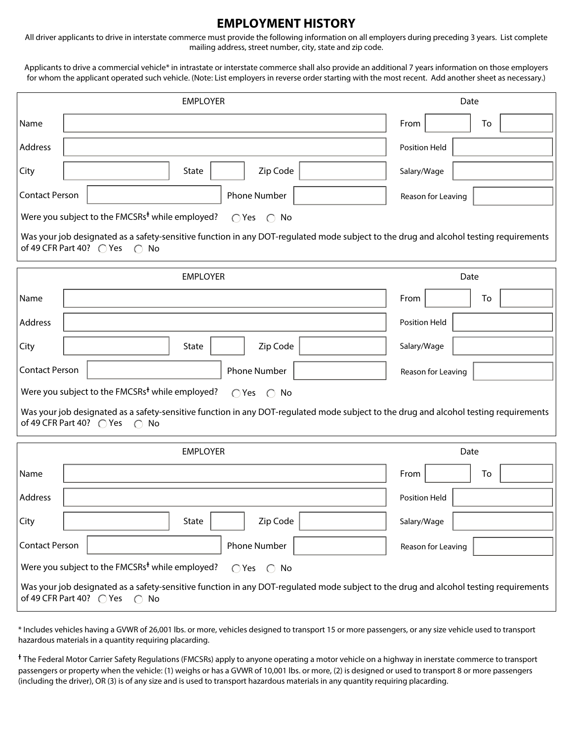# EMPLOYMENT HISTORY

All driver applicants to drive in interstate commerce must provide the following information on all employers during preceding 3 years. List complete mailing address, street number, city, state and zip code.

Applicants to drive a commercial vehicle* in intrastate or interstate commerce shall also provide an additional 7 years information on those employers for whom the applicant operated such vehicle. (Note: List employers in reverse order starting with the most recent. Add another sheet as necessary.)

| EMPLOYER | | | | Date | |
|---|---|---|---|---|---|
| Name | | | | From | To |
| Address | | | | Position Held | |
| City | State | Zip Code | | Salary/Wage | |
| Contact Person | | Phone Number | | Reason for Leaving | |

Were you subject to the FMCSRs† while employed? ◯ Yes ◯ No

Was your job designated as a safety-sensitive function in any DOT-regulated mode subject to the drug and alcohol testing requirements of 49 CFR Part 40? ◯ Yes ◯ No

| EMPLOYER | | | | Date | |
|---|---|---|---|---|---|
| Name | | | | From | To |
| Address | | | | Position Held | |
| City | State | Zip Code | | Salary/Wage | |
| Contact Person | | Phone Number | | Reason for Leaving | |

Were you subject to the FMCSRs† while employed? ◯ Yes ◯ No

Was your job designated as a safety-sensitive function in any DOT-regulated mode subject to the drug and alcohol testing requirements of 49 CFR Part 40? ◯ Yes ◯ No

| EMPLOYER | | | | Date | |
|---|---|---|---|---|---|
| Name | | | | From | To |
| Address | | | | Position Held | |
| City | State | Zip Code | | Salary/Wage | |
| Contact Person | | Phone Number | | Reason for Leaving | |

Were you subject to the FMCSRs† while employed? ◯ Yes ◯ No

Was your job designated as a safety-sensitive function in any DOT-regulated mode subject to the drug and alcohol testing requirements of 49 CFR Part 40? ◯ Yes ◯ No

* Includes vehicles having a GVWR of 26,001 lbs. or more, vehicles designed to transport 15 or more passengers, or any size vehicle used to transport hazardous materials in a quantity requiring placarding.

† The Federal Motor Carrier Safety Regulations (FMCSRs) apply to anyone operating a motor vehicle on a highway in inerstate commerce to transport passengers or property when the vehicle: (1) weighs or has a GVWR of 10,001 lbs. or more, (2) is designed or used to transport 8 or more passengers (including the driver), OR (3) is of any size and is used to transport hazardous materials in any quantity requiring placarding.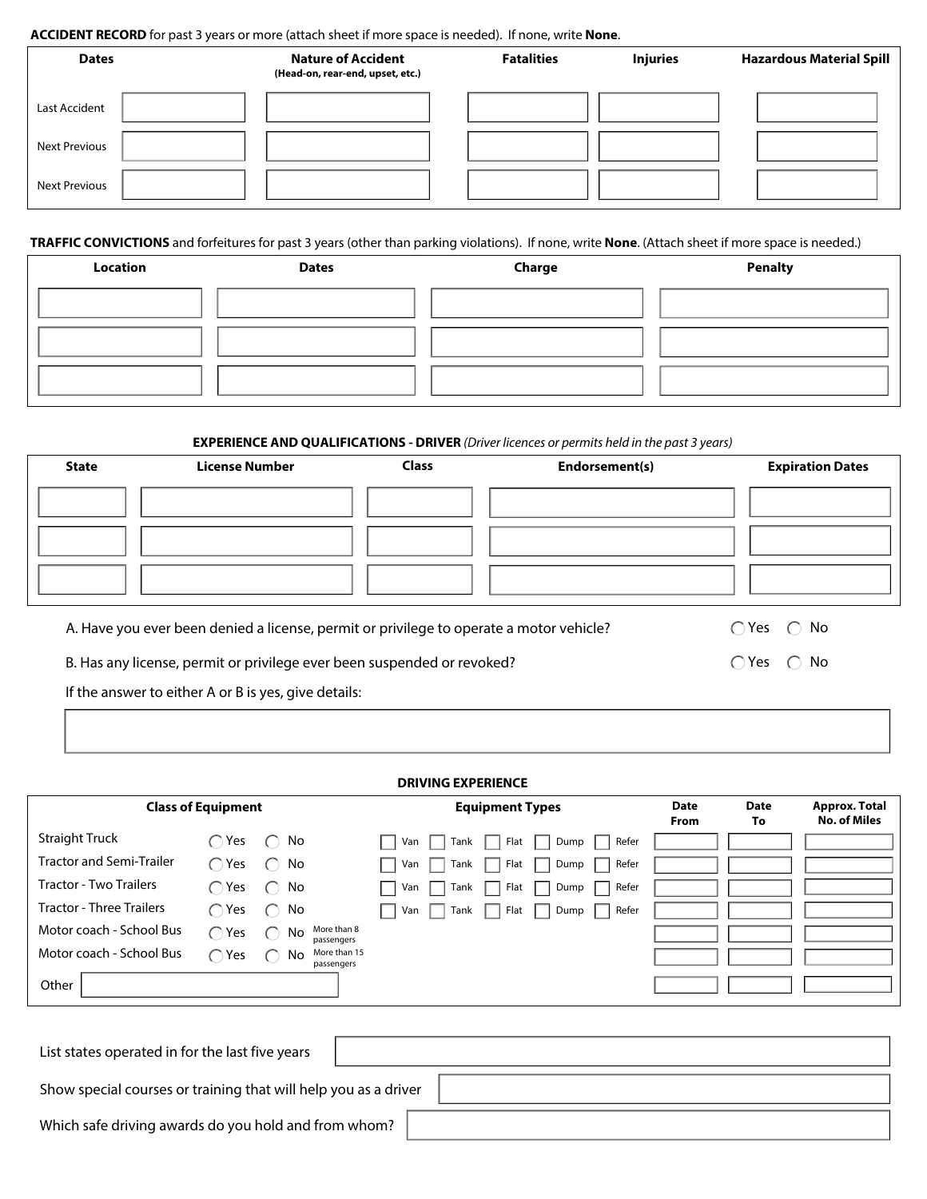**ACCIDENT RECORD** for past 3 years or more (attach sheet if more space is needed). If none, write **None**.

| Dates | | Nature of Accident (Head-on, rear-end, upset, etc.) | Fatalities | Injuries | Hazardous Material Spill |
|---|---|---|---|---|---|
| Last Accident | | | | | |
| Next Previous | | | | | |
| Next Previous | | | | | |

**TRAFFIC CONVICTIONS** and forfeitures for past 3 years (other than parking violations). If none, write **None**. (Attach sheet if more space is needed.)

| Location | Dates | Charge | Penalty |
|---|---|---|---|
| | | | |
| | | | |
| | | | |

**EXPERIENCE AND QUALIFICATIONS - DRIVER** *(Driver licences or permits held in the past 3 years)*

| State | License Number | Class | Endorsement(s) | Expiration Dates |
|---|---|---|---|---|
| | | | | |
| | | | | |
| | | | | |

A. Have you ever been denied a license, permit or privilege to operate a motor vehicle? ◯ Yes ◯ No

B. Has any license, permit or privilege ever been suspended or revoked? ◯ Yes ◯ No

If the answer to either A or B is yes, give details:

**DRIVING EXPERIENCE**

| Class of Equipment | | Equipment Types | Date From | Date To | Approx. Total No. of Miles |
|---|---|---|---|---|---|
| Straight Truck | ◯ Yes ◯ No | ☐ Van ☐ Tank ☐ Flat ☐ Dump ☐ Refer | | | |
| Tractor and Semi-Trailer | ◯ Yes ◯ No | ☐ Van ☐ Tank ☐ Flat ☐ Dump ☐ Refer | | | |
| Tractor - Two Trailers | ◯ Yes ◯ No | ☐ Van ☐ Tank ☐ Flat ☐ Dump ☐ Refer | | | |
| Tractor - Three Trailers | ◯ Yes ◯ No | ☐ Van ☐ Tank ☐ Flat ☐ Dump ☐ Refer | | | |
| Motor coach - School Bus | ◯ Yes ◯ No More than 8 passengers | | | | |
| Motor coach - School Bus | ◯ Yes ◯ No More than 15 passengers | | | | |
| Other | | | | | |

List states operated in for the last five years

Show special courses or training that will help you as a driver

Which safe driving awards do you hold and from whom?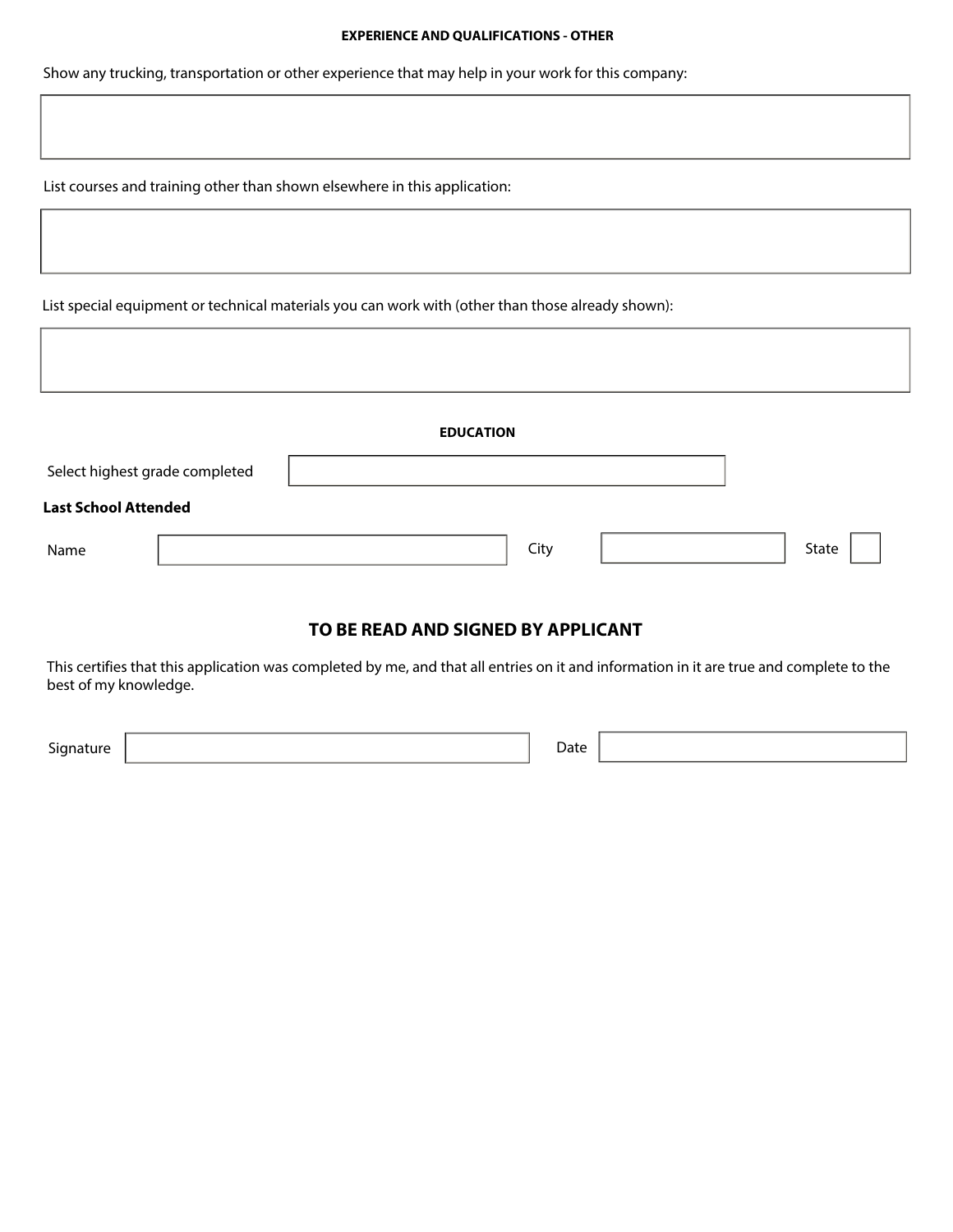## EXPERIENCE AND QUALIFICATIONS - OTHER

Show any trucking, transportation or other experience that may help in your work for this company:

List courses and training other than shown elsewhere in this application:

List special equipment or technical materials you can work with (other than those already shown):

## EDUCATION

Select highest grade completed

**Last School Attended**

| | | | | | |
|---|---|---|---|---|---|
| Name | | City | | State | |

## TO BE READ AND SIGNED BY APPLICANT

This certifies that this application was completed by me, and that all entries on it and information in it are true and complete to the best of my knowledge.

| | | | |
|---|---|---|---|
| Signature | | Date | |